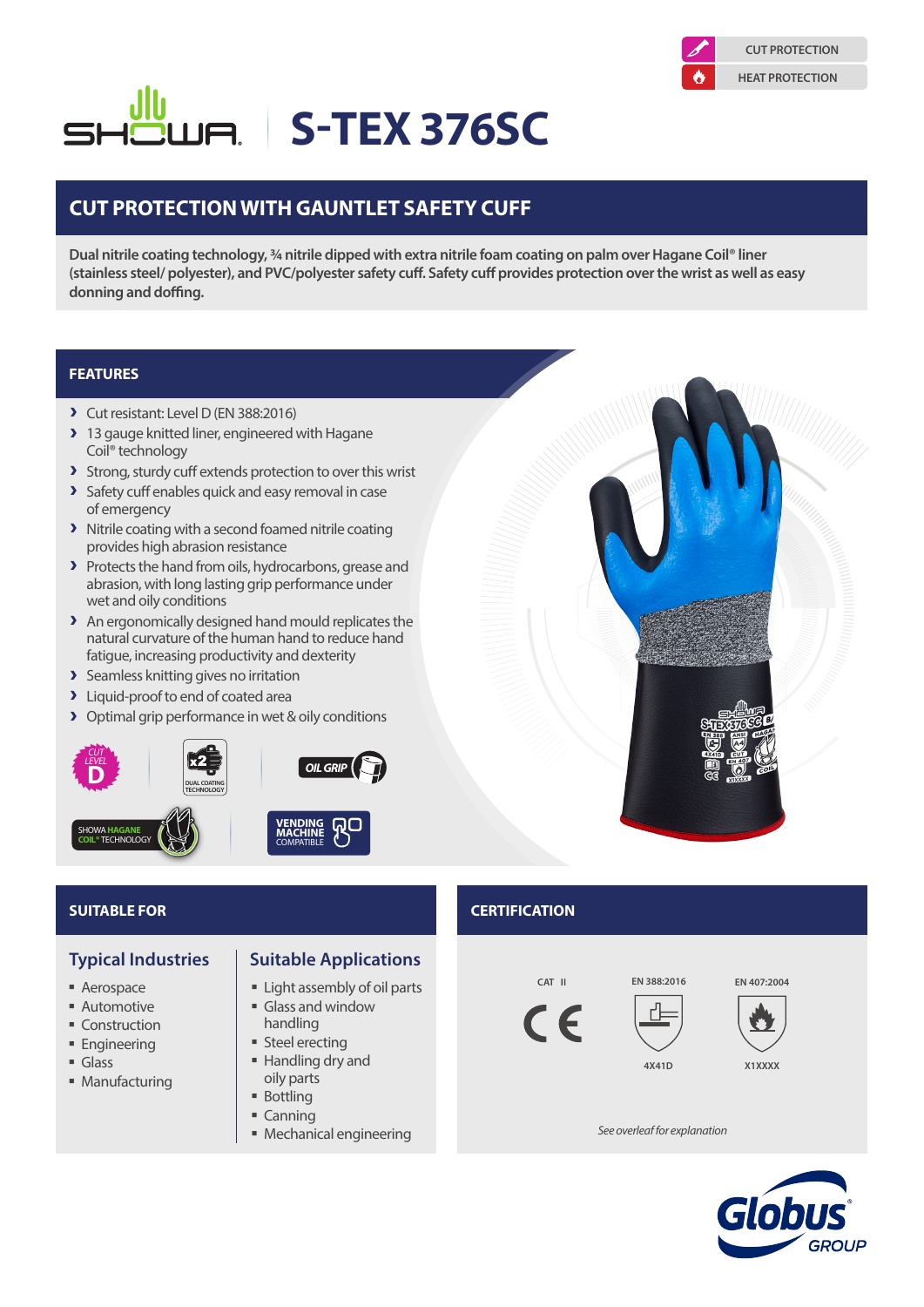CUT PROTECTION

HEAT PROTECTION

# SHOWA S-TEX 376SC

## CUT PROTECTION WITH GAUNTLET SAFETY CUFF

**Dual nitrile coating technology, ¾ nitrile dipped with extra nitrile foam coating on palm over Hagane Coil® liner (stainless steel/ polyester), and PVC/polyester safety cuff. Safety cuff provides protection over the wrist as well as easy donning and doffing.**

## FEATURES

- Cut resistant: Level D (EN 388:2016)
- 13 gauge knitted liner, engineered with Hagane Coil® technology
- Strong, sturdy cuff extends protection to over this wrist
- Safety cuff enables quick and easy removal in case of emergency
- Nitrile coating with a second foamed nitrile coating provides high abrasion resistance
- Protects the hand from oils, hydrocarbons, grease and abrasion, with long lasting grip performance under wet and oily conditions
- An ergonomically designed hand mould replicates the natural curvature of the human hand to reduce hand fatigue, increasing productivity and dexterity
- Seamless knitting gives no irritation
- Liquid-proof to end of coated area
- Optimal grip performance in wet & oily conditions

CUT LEVEL D | x2 DUAL COATING TECHNOLOGY | OIL GRIP | SHOWA HAGANE COIL® TECHNOLOGY | VENDING MACHINE COMPATIBLE

## SUITABLE FOR

### Typical Industries

- Aerospace
- Automotive
- Construction
- Engineering
- Glass
- Manufacturing

### Suitable Applications

- Light assembly of oil parts
- Glass and window handling
- Steel erecting
- Handling dry and oily parts
- Bottling
- Canning
- Mechanical engineering

## CERTIFICATION

| CAT II | EN 388:2016 | EN 407:2004 |
|---|---|---|
| CE | 4X41D | X1XXXX |

*See overleaf for explanation*

Globus GROUP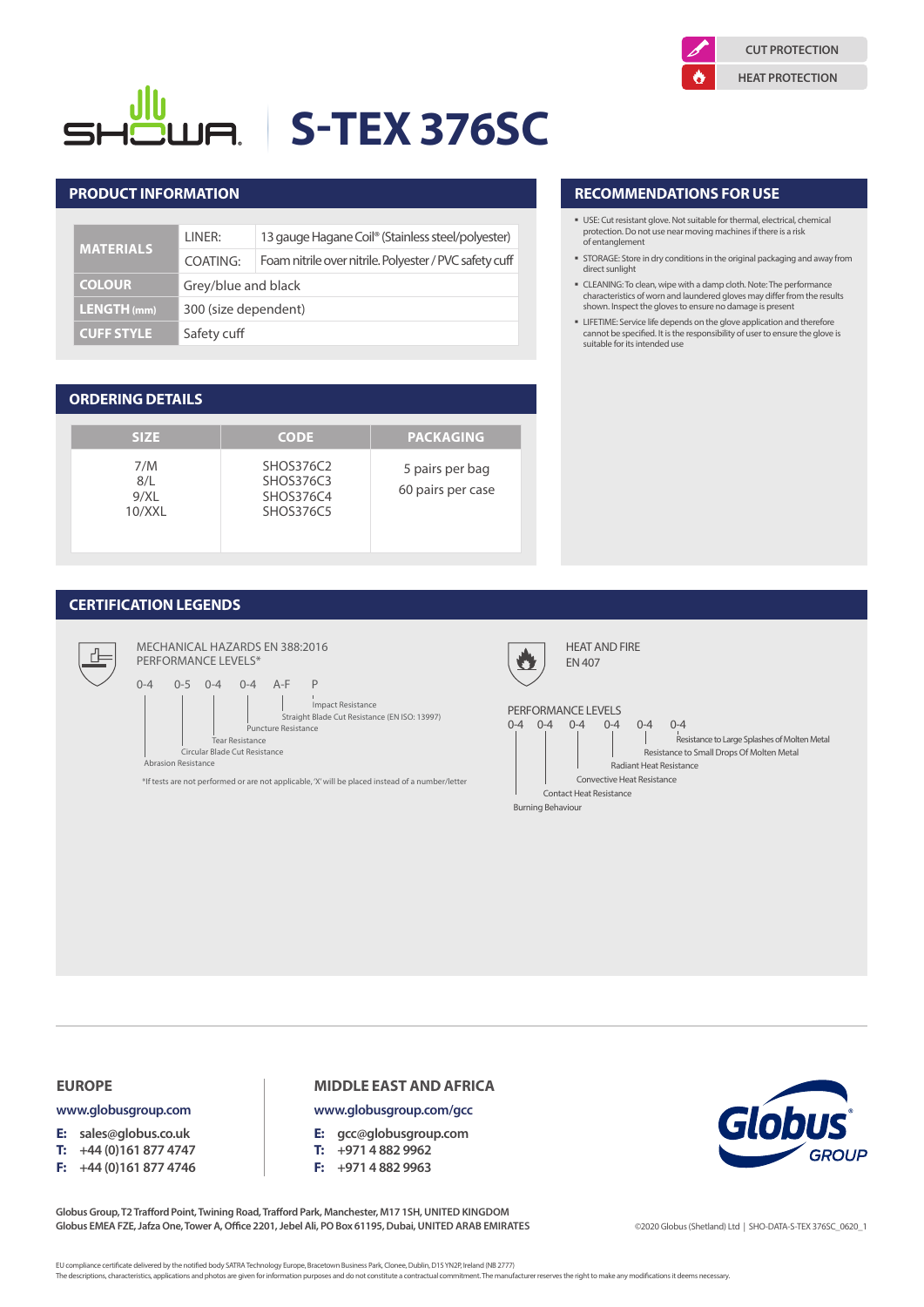CUT PROTECTION

HEAT PROTECTION

# S-TEX 376SC

## PRODUCT INFORMATION

| | | |
|---|---|---|
| MATERIALS | LINER: | 13 gauge Hagane Coil® (Stainless steel/polyester) |
| | COATING: | Foam nitrile over nitrile. Polyester / PVC safety cuff |
| COLOUR | Grey/blue and black | |
| LENGTH (mm) | 300 (size dependent) | |
| CUFF STYLE | Safety cuff | |

## RECOMMENDATIONS FOR USE

- USE: Cut resistant glove. Not suitable for thermal, electrical, chemical protection. Do not use near moving machines if there is a risk of entanglement
- STORAGE: Store in dry conditions in the original packaging and away from direct sunlight
- CLEANING: To clean, wipe with a damp cloth. Note: The performance characteristics of worn and laundered gloves may differ from the results shown. Inspect the gloves to ensure no damage is present
- LIFETIME: Service life depends on the glove application and therefore cannot be specified. It is the responsibility of user to ensure the glove is suitable for its intended use

## ORDERING DETAILS

| SIZE | CODE | PACKAGING |
|---|---|---|
| 7/M<br>8/L<br>9/XL<br>10/XXL | SHOS376C2<br>SHOS376C3<br>SHOS376C4<br>SHOS376C5 | 5 pairs per bag<br>60 pairs per case |

## CERTIFICATION LEGENDS

MECHANICAL HAZARDS EN 388:2016
PERFORMANCE LEVELS*

0-4 0-5 0-4 0-4 A-F P

- Impact Resistance
- Straight Blade Cut Resistance (EN ISO: 13997)
- Puncture Resistance
- Tear Resistance
- Circular Blade Cut Resistance
- Abrasion Resistance

*If tests are not performed or are not applicable, 'X' will be placed instead of a number/letter

HEAT AND FIRE
EN 407

PERFORMANCE LEVELS

0-4 0-4 0-4 0-4 0-4 0-4

- Resistance to Large Splashes of Molten Metal
- Resistance to Small Drops Of Molten Metal
- Radiant Heat Resistance
- Convective Heat Resistance
- Contact Heat Resistance
- Burning Behaviour

### EUROPE

www.globusgroup.com

**E:** sales@globus.co.uk
**T:** +44 (0)161 877 4747
**F:** +44 (0)161 877 4746

### MIDDLE EAST AND AFRICA

www.globusgroup.com/gcc

**E:** gcc@globusgroup.com
**T:** +971 4 882 9962
**F:** +971 4 882 9963

Globus GROUP

**Globus Group, T2 Trafford Point, Twining Road, Trafford Park, Manchester, M17 1SH, UNITED KINGDOM**
**Globus EMEA FZE, Jafza One, Tower A, Office 2201, Jebel Ali, PO Box 61195, Dubai, UNITED ARAB EMIRATES**

©2020 Globus (Shetland) Ltd | SHO-DATA-S-TEX 376SC_0620_1

EU compliance certificate delivered by the notified body SATRA Technology Europe, Bracetown Business Park, Clonee, Dublin, D15 YN2P, Ireland (NB 2777)
The descriptions, characteristics, applications and photos are given for information purposes and do not constitute a contractual commitment. The manufacturer reserves the right to make any modifications it deems necessary.